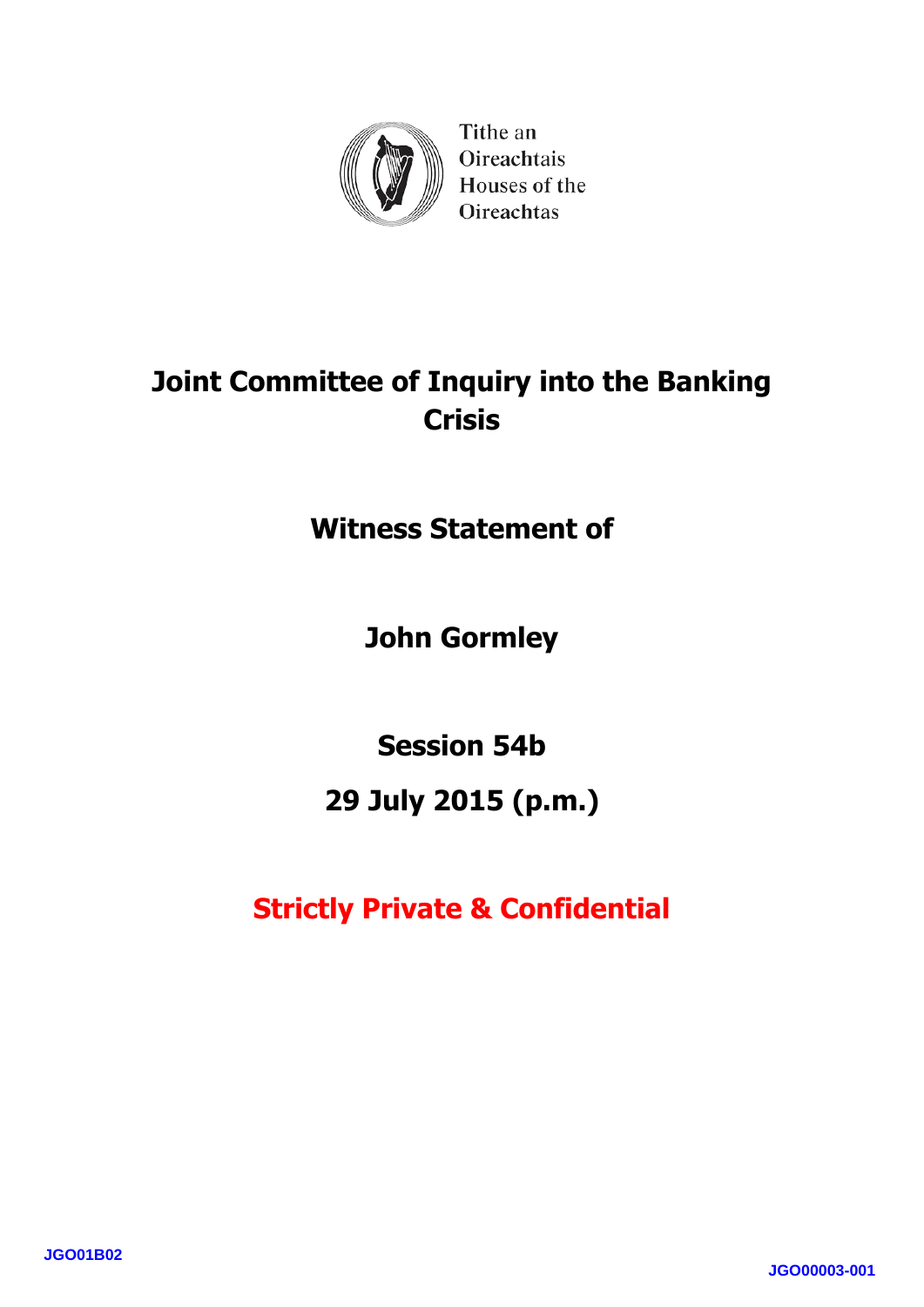Tithe an Oireachtais
Houses of the Oireachtas

# Joint Committee of Inquiry into the Banking Crisis

## Witness Statement of

## John Gormley

## Session 54b

## 29 July 2015 (p.m.)

**Strictly Private & Confidential**

JGO01B02

JGO00003-001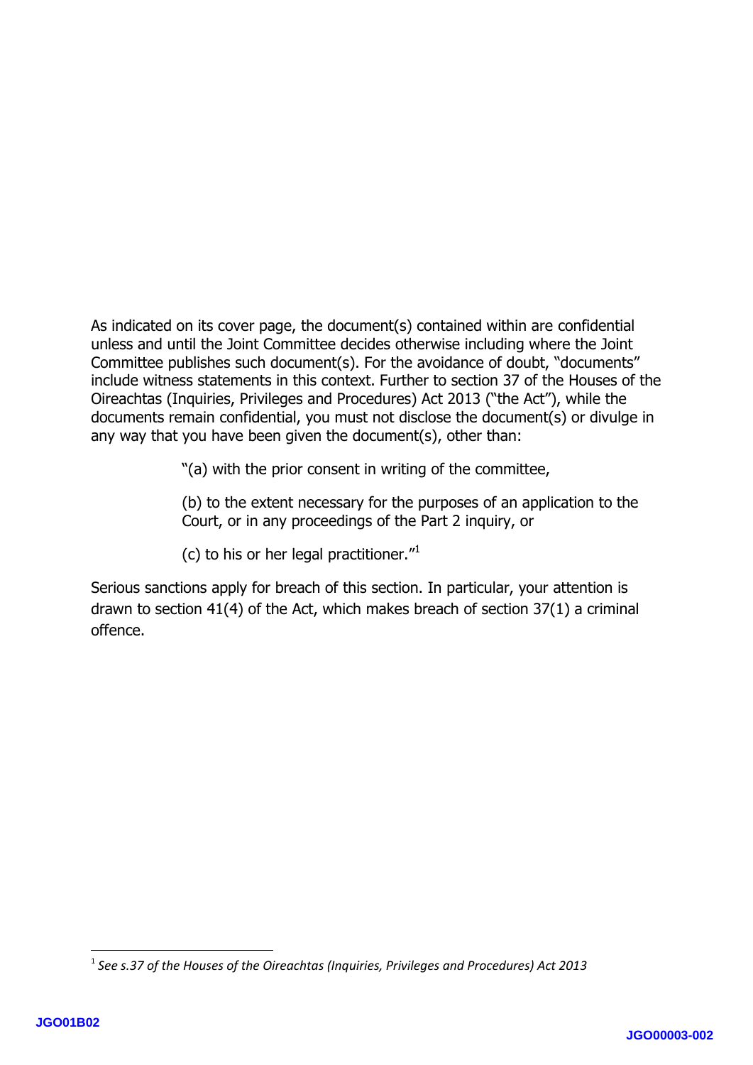As indicated on its cover page, the document(s) contained within are confidential unless and until the Joint Committee decides otherwise including where the Joint Committee publishes such document(s). For the avoidance of doubt, "documents" include witness statements in this context. Further to section 37 of the Houses of the Oireachtas (Inquiries, Privileges and Procedures) Act 2013 ("the Act"), while the documents remain confidential, you must not disclose the document(s) or divulge in any way that you have been given the document(s), other than:

> "(a) with the prior consent in writing of the committee,
>
> (b) to the extent necessary for the purposes of an application to the Court, or in any proceedings of the Part 2 inquiry, or
>
> (c) to his or her legal practitioner."[1]

Serious sanctions apply for breach of this section. In particular, your attention is drawn to section 41(4) of the Act, which makes breach of section 37(1) a criminal offence.

---

[1] *See s.37 of the Houses of the Oireachtas (Inquiries, Privileges and Procedures) Act 2013*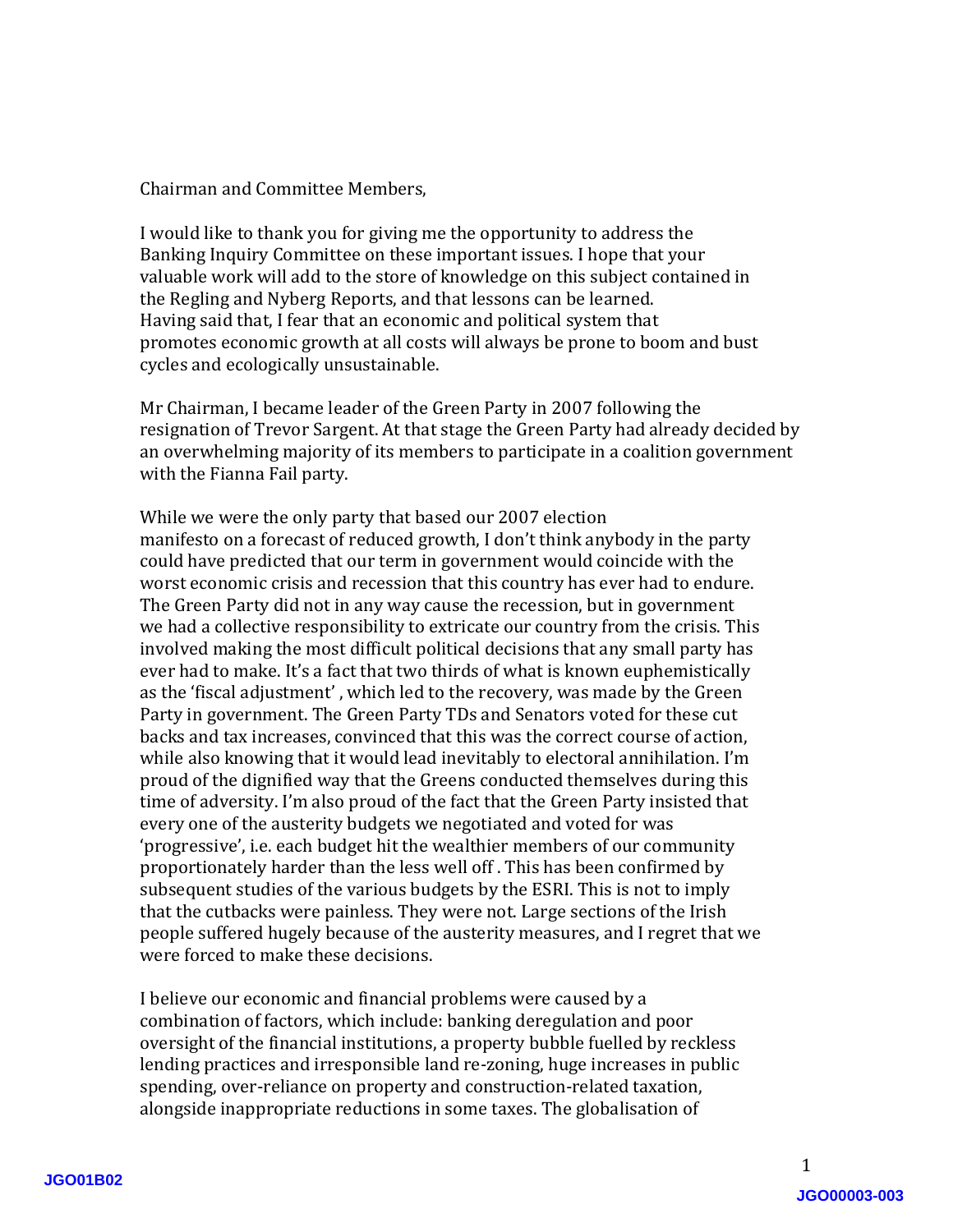Chairman and Committee Members,

I would like to thank you for giving me the opportunity to address the Banking Inquiry Committee on these important issues. I hope that your valuable work will add to the store of knowledge on this subject contained in the Regling and Nyberg Reports, and that lessons can be learned. Having said that, I fear that an economic and political system that promotes economic growth at all costs will always be prone to boom and bust cycles and ecologically unsustainable.

Mr Chairman, I became leader of the Green Party in 2007 following the resignation of Trevor Sargent. At that stage the Green Party had already decided by an overwhelming majority of its members to participate in a coalition government with the Fianna Fail party.

While we were the only party that based our 2007 election manifesto on a forecast of reduced growth, I don't think anybody in the party could have predicted that our term in government would coincide with the worst economic crisis and recession that this country has ever had to endure. The Green Party did not in any way cause the recession, but in government we had a collective responsibility to extricate our country from the crisis. This involved making the most difficult political decisions that any small party has ever had to make. It's a fact that two thirds of what is known euphemistically as the 'fiscal adjustment' , which led to the recovery, was made by the Green Party in government. The Green Party TDs and Senators voted for these cut backs and tax increases, convinced that this was the correct course of action, while also knowing that it would lead inevitably to electoral annihilation. I'm proud of the dignified way that the Greens conducted themselves during this time of adversity. I'm also proud of the fact that the Green Party insisted that every one of the austerity budgets we negotiated and voted for was 'progressive', i.e. each budget hit the wealthier members of our community proportionately harder than the less well off . This has been confirmed by subsequent studies of the various budgets by the ESRI. This is not to imply that the cutbacks were painless. They were not. Large sections of the Irish people suffered hugely because of the austerity measures, and I regret that we were forced to make these decisions.

I believe our economic and financial problems were caused by a combination of factors, which include: banking deregulation and poor oversight of the financial institutions, a property bubble fuelled by reckless lending practices and irresponsible land re-zoning, huge increases in public spending, over-reliance on property and construction-related taxation, alongside inappropriate reductions in some taxes. The globalisation of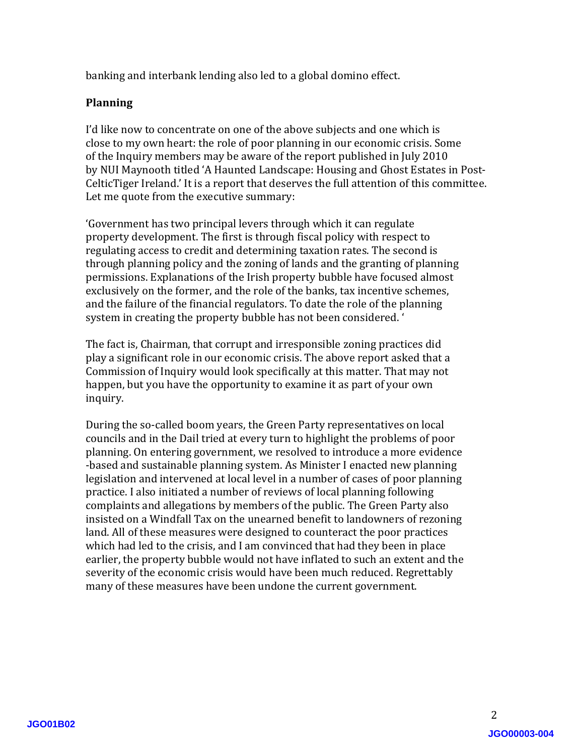banking and interbank lending also led to a global domino effect.

**Planning**

I'd like now to concentrate on one of the above subjects and one which is close to my own heart: the role of poor planning in our economic crisis. Some of the Inquiry members may be aware of the report published in July 2010 by NUI Maynooth titled 'A Haunted Landscape: Housing and Ghost Estates in Post-CelticTiger Ireland.' It is a report that deserves the full attention of this committee. Let me quote from the executive summary:

'Government has two principal levers through which it can regulate property development. The first is through fiscal policy with respect to regulating access to credit and determining taxation rates. The second is through planning policy and the zoning of lands and the granting of planning permissions. Explanations of the Irish property bubble have focused almost exclusively on the former, and the role of the banks, tax incentive schemes, and the failure of the financial regulators. To date the role of the planning system in creating the property bubble has not been considered. '

The fact is, Chairman, that corrupt and irresponsible zoning practices did play a significant role in our economic crisis. The above report asked that a Commission of Inquiry would look specifically at this matter. That may not happen, but you have the opportunity to examine it as part of your own inquiry.

During the so-called boom years, the Green Party representatives on local councils and in the Dail tried at every turn to highlight the problems of poor planning. On entering government, we resolved to introduce a more evidence -based and sustainable planning system. As Minister I enacted new planning legislation and intervened at local level in a number of cases of poor planning practice. I also initiated a number of reviews of local planning following complaints and allegations by members of the public. The Green Party also insisted on a Windfall Tax on the unearned benefit to landowners of rezoning land. All of these measures were designed to counteract the poor practices which had led to the crisis, and I am convinced that had they been in place earlier, the property bubble would not have inflated to such an extent and the severity of the economic crisis would have been much reduced. Regrettably many of these measures have been undone the current government.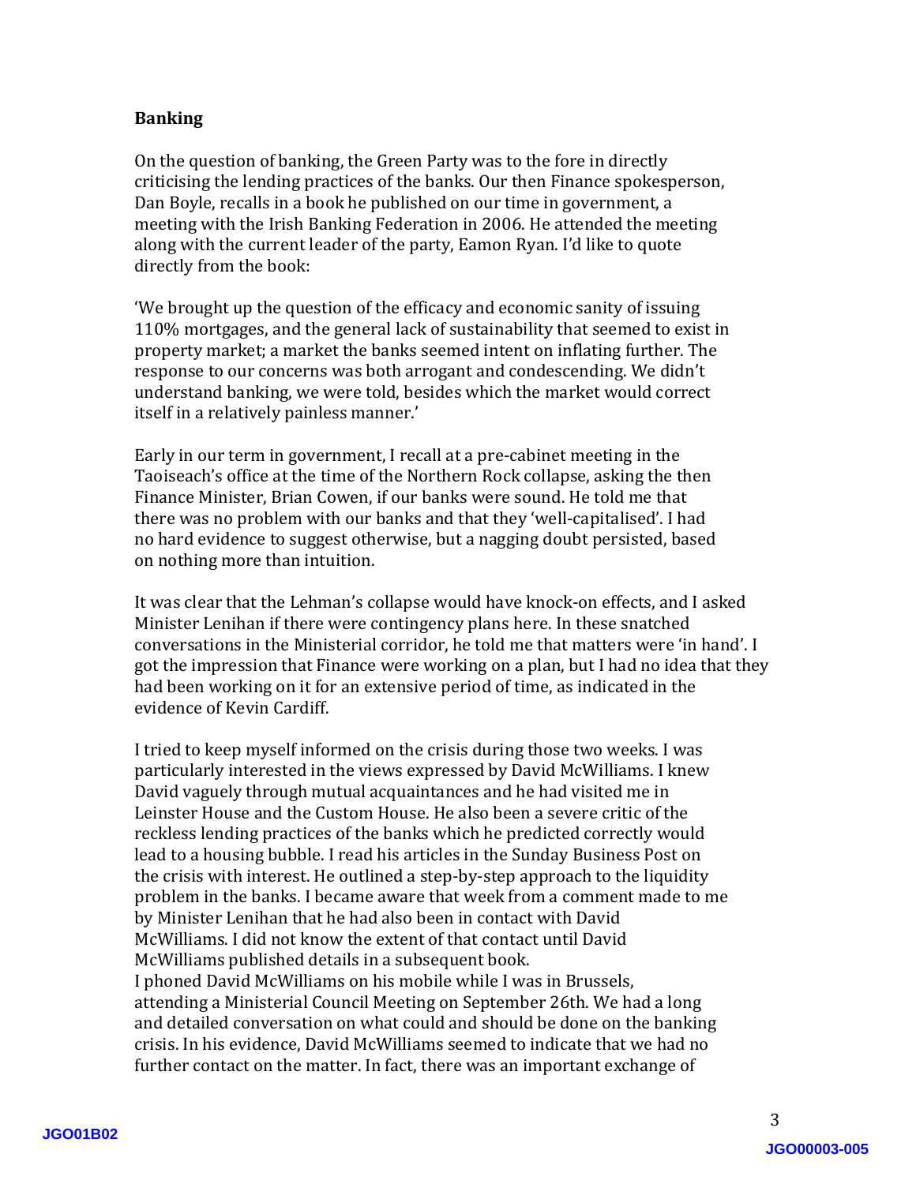**Banking**

On the question of banking, the Green Party was to the fore in directly criticising the lending practices of the banks. Our then Finance spokesperson, Dan Boyle, recalls in a book he published on our time in government, a meeting with the Irish Banking Federation in 2006. He attended the meeting along with the current leader of the party, Eamon Ryan. I'd like to quote directly from the book:

'We brought up the question of the efficacy and economic sanity of issuing 110% mortgages, and the general lack of sustainability that seemed to exist in property market; a market the banks seemed intent on inflating further. The response to our concerns was both arrogant and condescending. We didn't understand banking, we were told, besides which the market would correct itself in a relatively painless manner.'

Early in our term in government, I recall at a pre-cabinet meeting in the Taoiseach's office at the time of the Northern Rock collapse, asking the then Finance Minister, Brian Cowen, if our banks were sound. He told me that there was no problem with our banks and that they 'well-capitalised'. I had no hard evidence to suggest otherwise, but a nagging doubt persisted, based on nothing more than intuition.

It was clear that the Lehman's collapse would have knock-on effects, and I asked Minister Lenihan if there were contingency plans here. In these snatched conversations in the Ministerial corridor, he told me that matters were 'in hand'. I got the impression that Finance were working on a plan, but I had no idea that they had been working on it for an extensive period of time, as indicated in the evidence of Kevin Cardiff.

I tried to keep myself informed on the crisis during those two weeks. I was particularly interested in the views expressed by David McWilliams. I knew David vaguely through mutual acquaintances and he had visited me in Leinster House and the Custom House. He also been a severe critic of the reckless lending practices of the banks which he predicted correctly would lead to a housing bubble. I read his articles in the Sunday Business Post on the crisis with interest. He outlined a step-by-step approach to the liquidity problem in the banks. I became aware that week from a comment made to me by Minister Lenihan that he had also been in contact with David McWilliams. I did not know the extent of that contact until David McWilliams published details in a subsequent book.
I phoned David McWilliams on his mobile while I was in Brussels, attending a Ministerial Council Meeting on September 26th. We had a long and detailed conversation on what could and should be done on the banking crisis. In his evidence, David McWilliams seemed to indicate that we had no further contact on the matter. In fact, there was an important exchange of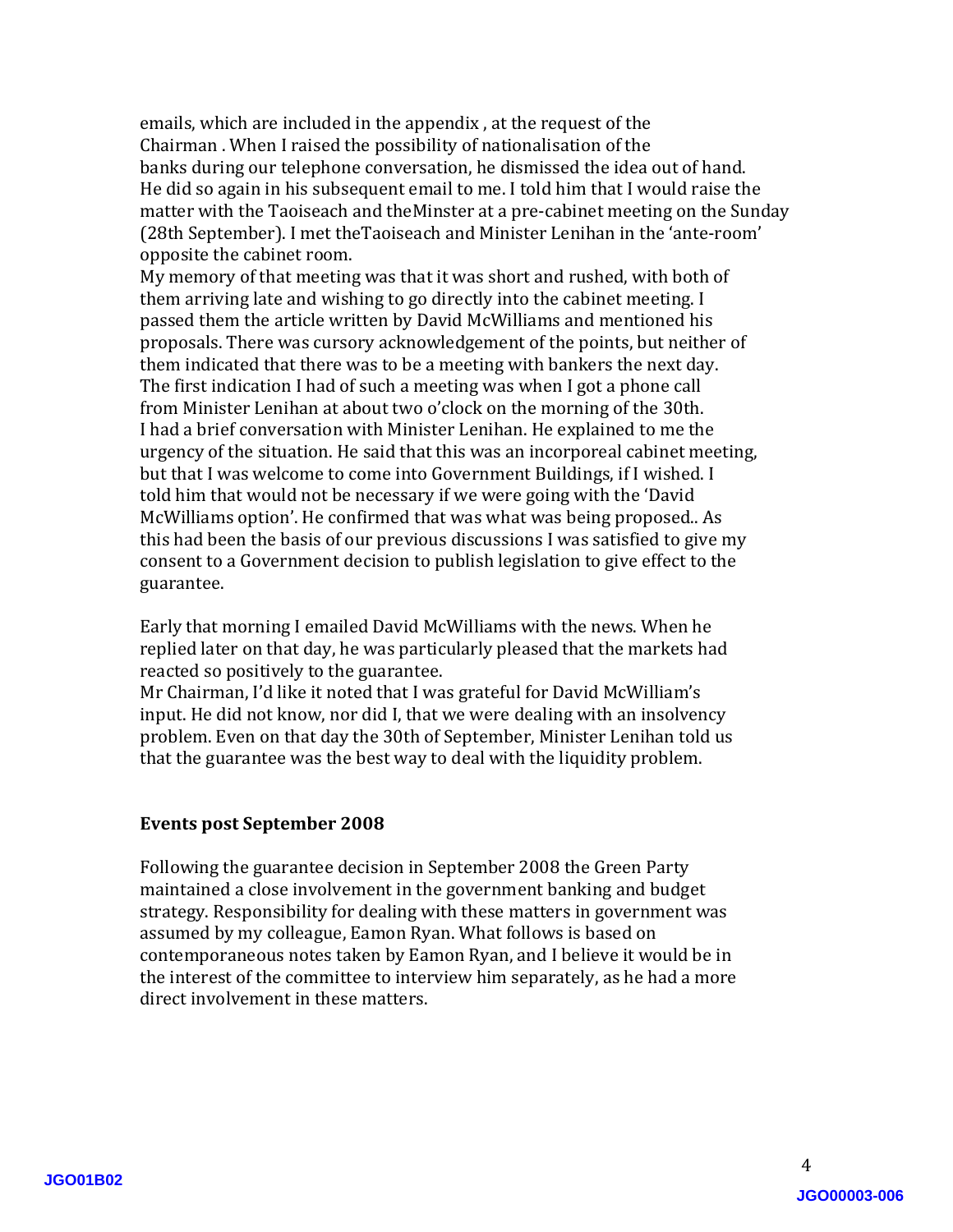emails, which are included in the appendix , at the request of the Chairman . When I raised the possibility of nationalisation of the banks during our telephone conversation, he dismissed the idea out of hand. He did so again in his subsequent email to me. I told him that I would raise the matter with the Taoiseach and theMinster at a pre-cabinet meeting on the Sunday (28th September). I met theTaoiseach and Minister Lenihan in the 'ante-room' opposite the cabinet room.

My memory of that meeting was that it was short and rushed, with both of them arriving late and wishing to go directly into the cabinet meeting. I passed them the article written by David McWilliams and mentioned his proposals. There was cursory acknowledgement of the points, but neither of them indicated that there was to be a meeting with bankers the next day. The first indication I had of such a meeting was when I got a phone call from Minister Lenihan at about two o'clock on the morning of the 30th. I had a brief conversation with Minister Lenihan. He explained to me the urgency of the situation. He said that this was an incorporeal cabinet meeting, but that I was welcome to come into Government Buildings, if I wished. I told him that would not be necessary if we were going with the 'David McWilliams option'. He confirmed that was what was being proposed.. As this had been the basis of our previous discussions I was satisfied to give my consent to a Government decision to publish legislation to give effect to the guarantee.

Early that morning I emailed David McWilliams with the news. When he replied later on that day, he was particularly pleased that the markets had reacted so positively to the guarantee.

Mr Chairman, I'd like it noted that I was grateful for David McWilliam's input. He did not know, nor did I, that we were dealing with an insolvency problem. Even on that day the 30th of September, Minister Lenihan told us that the guarantee was the best way to deal with the liquidity problem.

**Events post September 2008**

Following the guarantee decision in September 2008 the Green Party maintained a close involvement in the government banking and budget strategy. Responsibility for dealing with these matters in government was assumed by my colleague, Eamon Ryan. What follows is based on contemporaneous notes taken by Eamon Ryan, and I believe it would be in the interest of the committee to interview him separately, as he had a more direct involvement in these matters.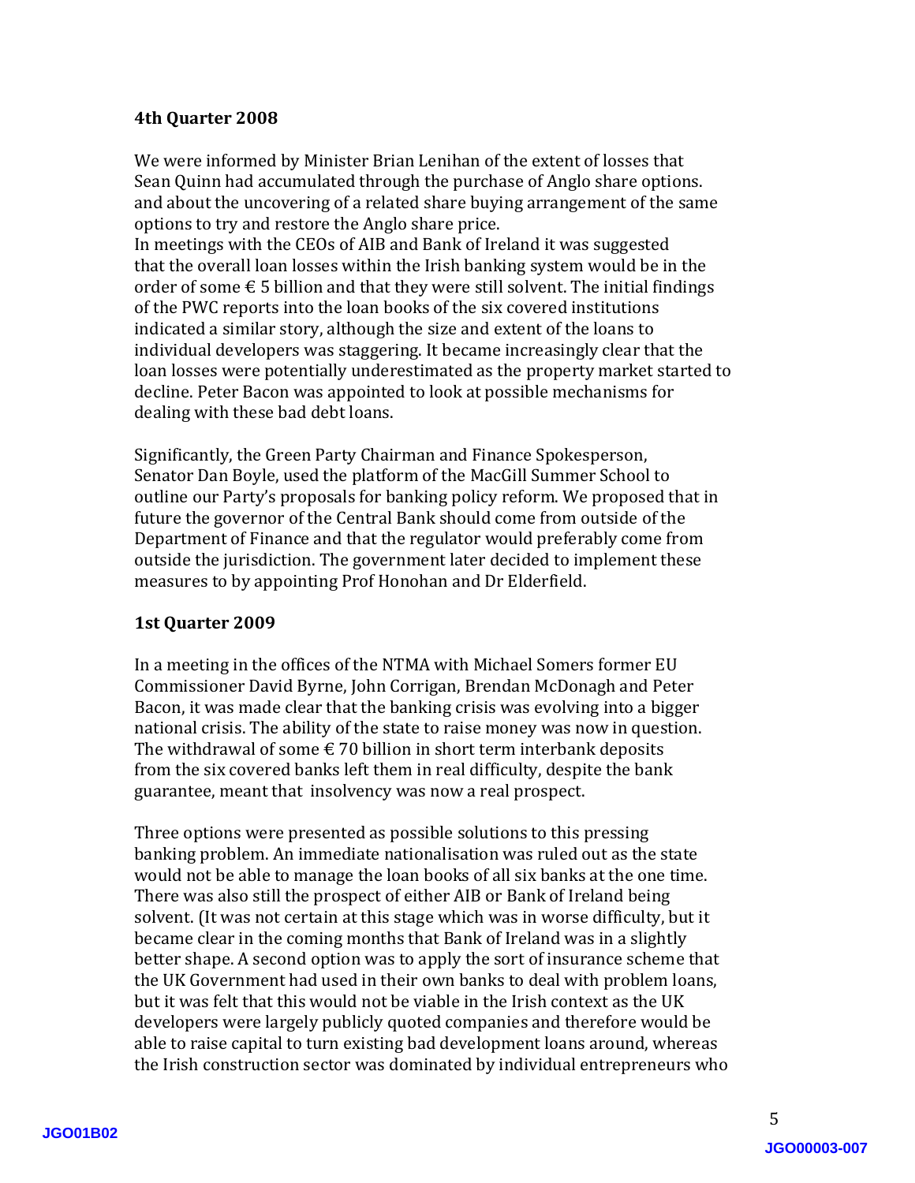**4th Quarter 2008**

We were informed by Minister Brian Lenihan of the extent of losses that Sean Quinn had accumulated through the purchase of Anglo share options. and about the uncovering of a related share buying arrangement of the same options to try and restore the Anglo share price.
In meetings with the CEOs of AIB and Bank of Ireland it was suggested that the overall loan losses within the Irish banking system would be in the order of some € 5 billion and that they were still solvent. The initial findings of the PWC reports into the loan books of the six covered institutions indicated a similar story, although the size and extent of the loans to individual developers was staggering. It became increasingly clear that the loan losses were potentially underestimated as the property market started to decline. Peter Bacon was appointed to look at possible mechanisms for dealing with these bad debt loans.

Significantly, the Green Party Chairman and Finance Spokesperson, Senator Dan Boyle, used the platform of the MacGill Summer School to outline our Party's proposals for banking policy reform. We proposed that in future the governor of the Central Bank should come from outside of the Department of Finance and that the regulator would preferably come from outside the jurisdiction. The government later decided to implement these measures to by appointing Prof Honohan and Dr Elderfield.

**1st Quarter 2009**

In a meeting in the offices of the NTMA with Michael Somers former EU Commissioner David Byrne, John Corrigan, Brendan McDonagh and Peter Bacon, it was made clear that the banking crisis was evolving into a bigger national crisis. The ability of the state to raise money was now in question. The withdrawal of some € 70 billion in short term interbank deposits from the six covered banks left them in real difficulty, despite the bank guarantee, meant that insolvency was now a real prospect.

Three options were presented as possible solutions to this pressing banking problem. An immediate nationalisation was ruled out as the state would not be able to manage the loan books of all six banks at the one time. There was also still the prospect of either AIB or Bank of Ireland being solvent. (It was not certain at this stage which was in worse difficulty, but it became clear in the coming months that Bank of Ireland was in a slightly better shape. A second option was to apply the sort of insurance scheme that the UK Government had used in their own banks to deal with problem loans, but it was felt that this would not be viable in the Irish context as the UK developers were largely publicly quoted companies and therefore would be able to raise capital to turn existing bad development loans around, whereas the Irish construction sector was dominated by individual entrepreneurs who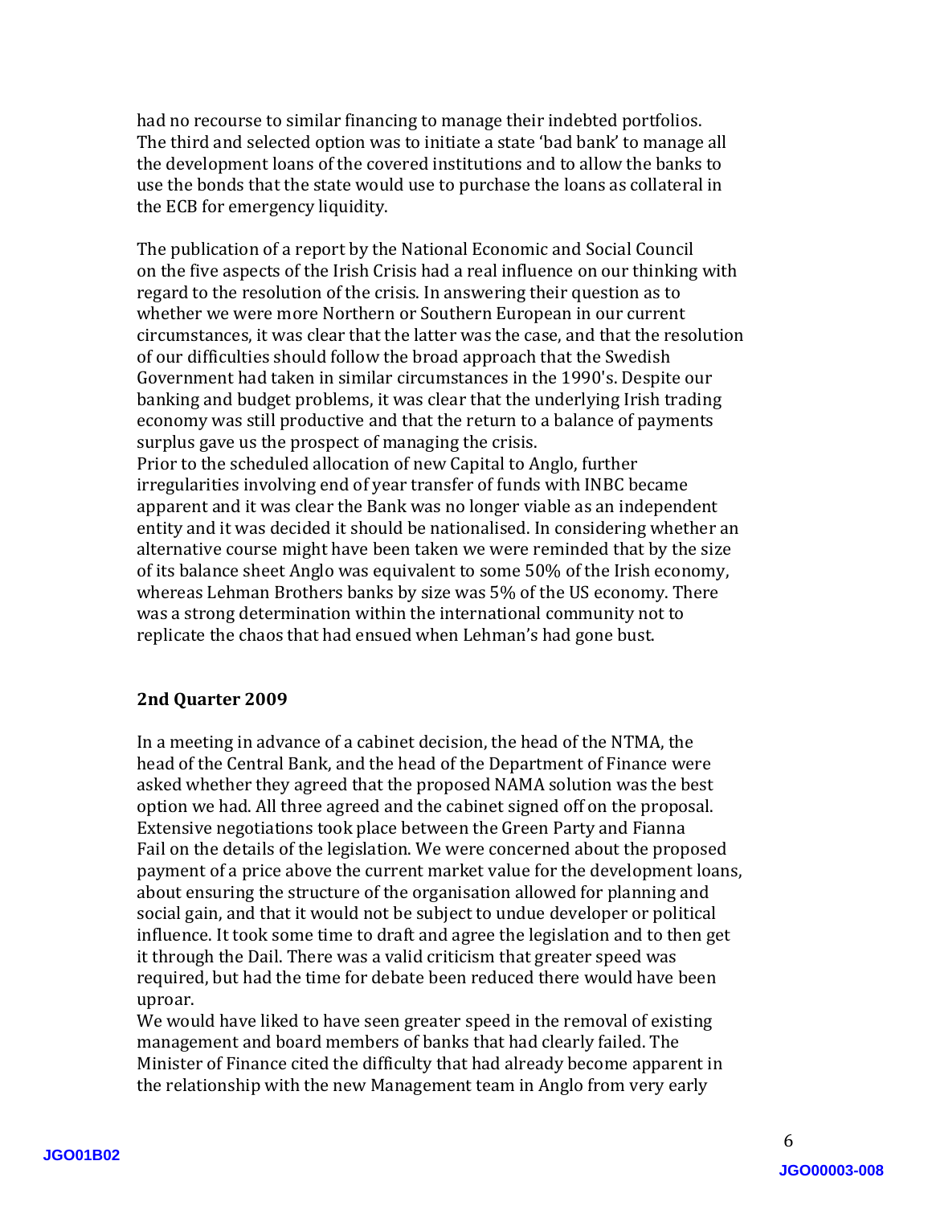had no recourse to similar financing to manage their indebted portfolios. The third and selected option was to initiate a state 'bad bank' to manage all the development loans of the covered institutions and to allow the banks to use the bonds that the state would use to purchase the loans as collateral in the ECB for emergency liquidity.

The publication of a report by the National Economic and Social Council on the five aspects of the Irish Crisis had a real influence on our thinking with regard to the resolution of the crisis. In answering their question as to whether we were more Northern or Southern European in our current circumstances, it was clear that the latter was the case, and that the resolution of our difficulties should follow the broad approach that the Swedish Government had taken in similar circumstances in the 1990's. Despite our banking and budget problems, it was clear that the underlying Irish trading economy was still productive and that the return to a balance of payments surplus gave us the prospect of managing the crisis.
Prior to the scheduled allocation of new Capital to Anglo, further irregularities involving end of year transfer of funds with INBC became apparent and it was clear the Bank was no longer viable as an independent entity and it was decided it should be nationalised. In considering whether an alternative course might have been taken we were reminded that by the size of its balance sheet Anglo was equivalent to some 50% of the Irish economy, whereas Lehman Brothers banks by size was 5% of the US economy. There was a strong determination within the international community not to replicate the chaos that had ensued when Lehman's had gone bust.

**2nd Quarter 2009**

In a meeting in advance of a cabinet decision, the head of the NTMA, the head of the Central Bank, and the head of the Department of Finance were asked whether they agreed that the proposed NAMA solution was the best option we had. All three agreed and the cabinet signed off on the proposal. Extensive negotiations took place between the Green Party and Fianna Fail on the details of the legislation. We were concerned about the proposed payment of a price above the current market value for the development loans, about ensuring the structure of the organisation allowed for planning and social gain, and that it would not be subject to undue developer or political influence. It took some time to draft and agree the legislation and to then get it through the Dail. There was a valid criticism that greater speed was required, but had the time for debate been reduced there would have been uproar.
We would have liked to have seen greater speed in the removal of existing management and board members of banks that had clearly failed. The Minister of Finance cited the difficulty that had already become apparent in the relationship with the new Management team in Anglo from very early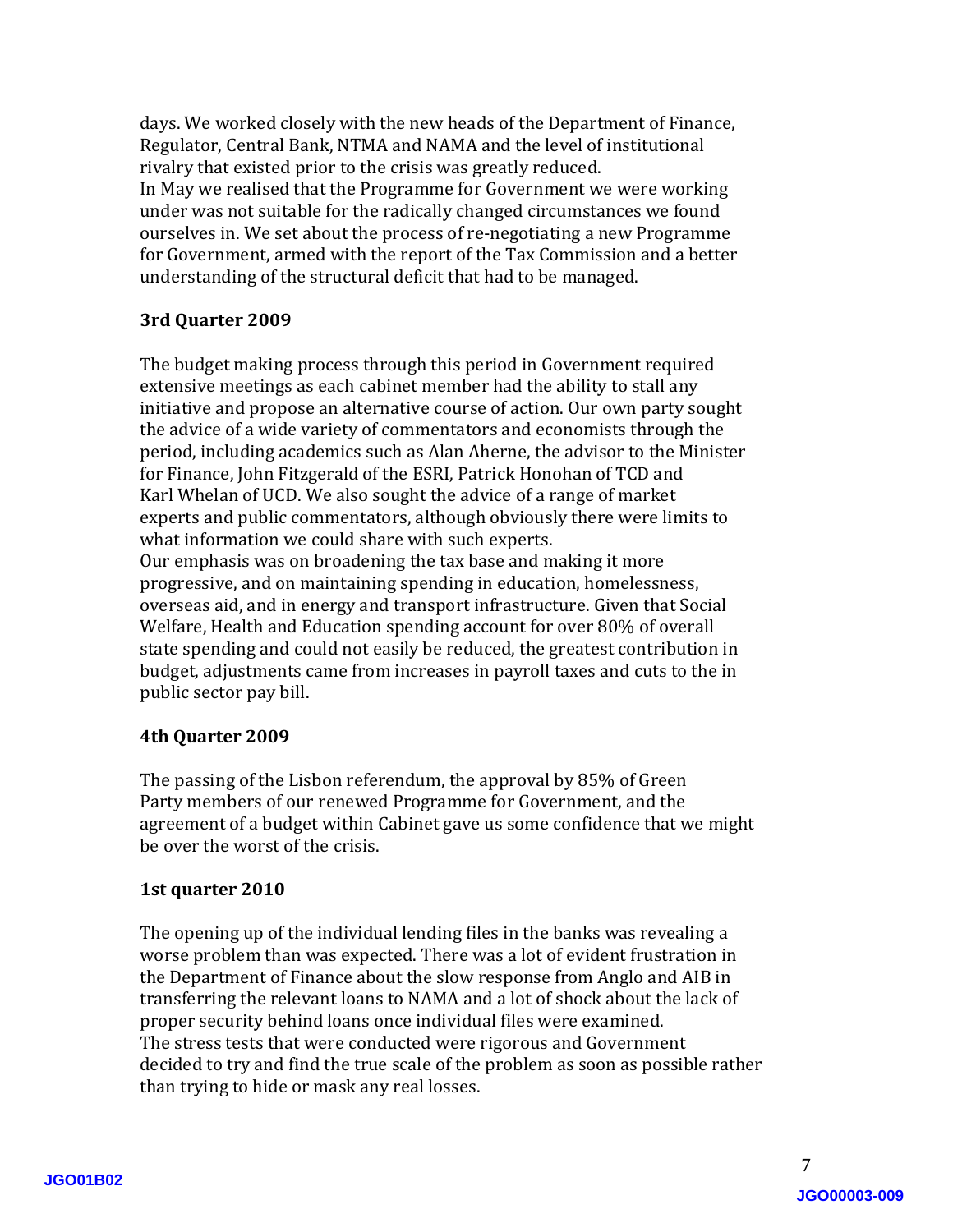days. We worked closely with the new heads of the Department of Finance, Regulator, Central Bank, NTMA and NAMA and the level of institutional rivalry that existed prior to the crisis was greatly reduced.
In May we realised that the Programme for Government we were working under was not suitable for the radically changed circumstances we found ourselves in. We set about the process of re-negotiating a new Programme for Government, armed with the report of the Tax Commission and a better understanding of the structural deficit that had to be managed.

**3rd Quarter 2009**

The budget making process through this period in Government required extensive meetings as each cabinet member had the ability to stall any initiative and propose an alternative course of action. Our own party sought the advice of a wide variety of commentators and economists through the period, including academics such as Alan Aherne, the advisor to the Minister for Finance, John Fitzgerald of the ESRI, Patrick Honohan of TCD and Karl Whelan of UCD. We also sought the advice of a range of market experts and public commentators, although obviously there were limits to what information we could share with such experts.
Our emphasis was on broadening the tax base and making it more progressive, and on maintaining spending in education, homelessness, overseas aid, and in energy and transport infrastructure. Given that Social Welfare, Health and Education spending account for over 80% of overall state spending and could not easily be reduced, the greatest contribution in budget, adjustments came from increases in payroll taxes and cuts to the in public sector pay bill.

**4th Quarter 2009**

The passing of the Lisbon referendum, the approval by 85% of Green Party members of our renewed Programme for Government, and the agreement of a budget within Cabinet gave us some confidence that we might be over the worst of the crisis.

**1st quarter 2010**

The opening up of the individual lending files in the banks was revealing a worse problem than was expected. There was a lot of evident frustration in the Department of Finance about the slow response from Anglo and AIB in transferring the relevant loans to NAMA and a lot of shock about the lack of proper security behind loans once individual files were examined.
The stress tests that were conducted were rigorous and Government decided to try and find the true scale of the problem as soon as possible rather than trying to hide or mask any real losses.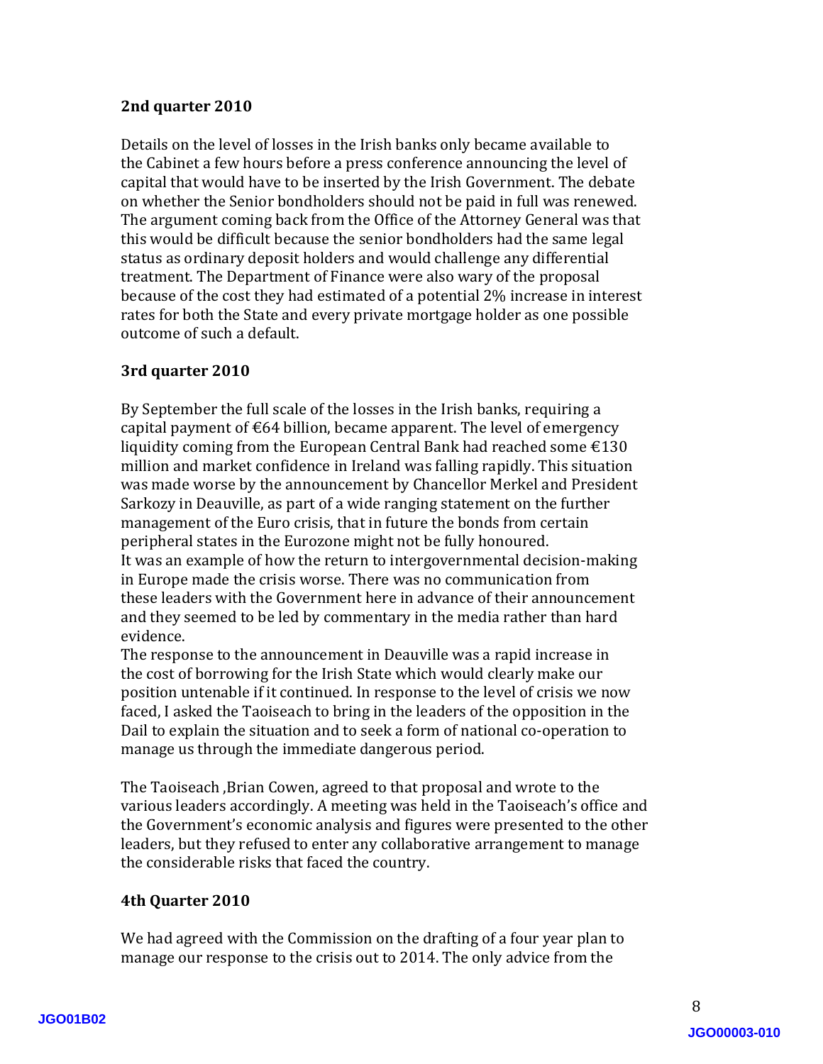**2nd quarter 2010**

Details on the level of losses in the Irish banks only became available to the Cabinet a few hours before a press conference announcing the level of capital that would have to be inserted by the Irish Government. The debate on whether the Senior bondholders should not be paid in full was renewed. The argument coming back from the Office of the Attorney General was that this would be difficult because the senior bondholders had the same legal status as ordinary deposit holders and would challenge any differential treatment. The Department of Finance were also wary of the proposal because of the cost they had estimated of a potential 2% increase in interest rates for both the State and every private mortgage holder as one possible outcome of such a default.

**3rd quarter 2010**

By September the full scale of the losses in the Irish banks, requiring a capital payment of €64 billion, became apparent. The level of emergency liquidity coming from the European Central Bank had reached some €130 million and market confidence in Ireland was falling rapidly. This situation was made worse by the announcement by Chancellor Merkel and President Sarkozy in Deauville, as part of a wide ranging statement on the further management of the Euro crisis, that in future the bonds from certain peripheral states in the Eurozone might not be fully honoured.
It was an example of how the return to intergovernmental decision-making in Europe made the crisis worse. There was no communication from these leaders with the Government here in advance of their announcement and they seemed to be led by commentary in the media rather than hard evidence.
The response to the announcement in Deauville was a rapid increase in the cost of borrowing for the Irish State which would clearly make our position untenable if it continued. In response to the level of crisis we now faced, I asked the Taoiseach to bring in the leaders of the opposition in the Dail to explain the situation and to seek a form of national co-operation to manage us through the immediate dangerous period.

The Taoiseach ,Brian Cowen, agreed to that proposal and wrote to the various leaders accordingly. A meeting was held in the Taoiseach's office and the Government's economic analysis and figures were presented to the other leaders, but they refused to enter any collaborative arrangement to manage the considerable risks that faced the country.

**4th Quarter 2010**

We had agreed with the Commission on the drafting of a four year plan to manage our response to the crisis out to 2014. The only advice from the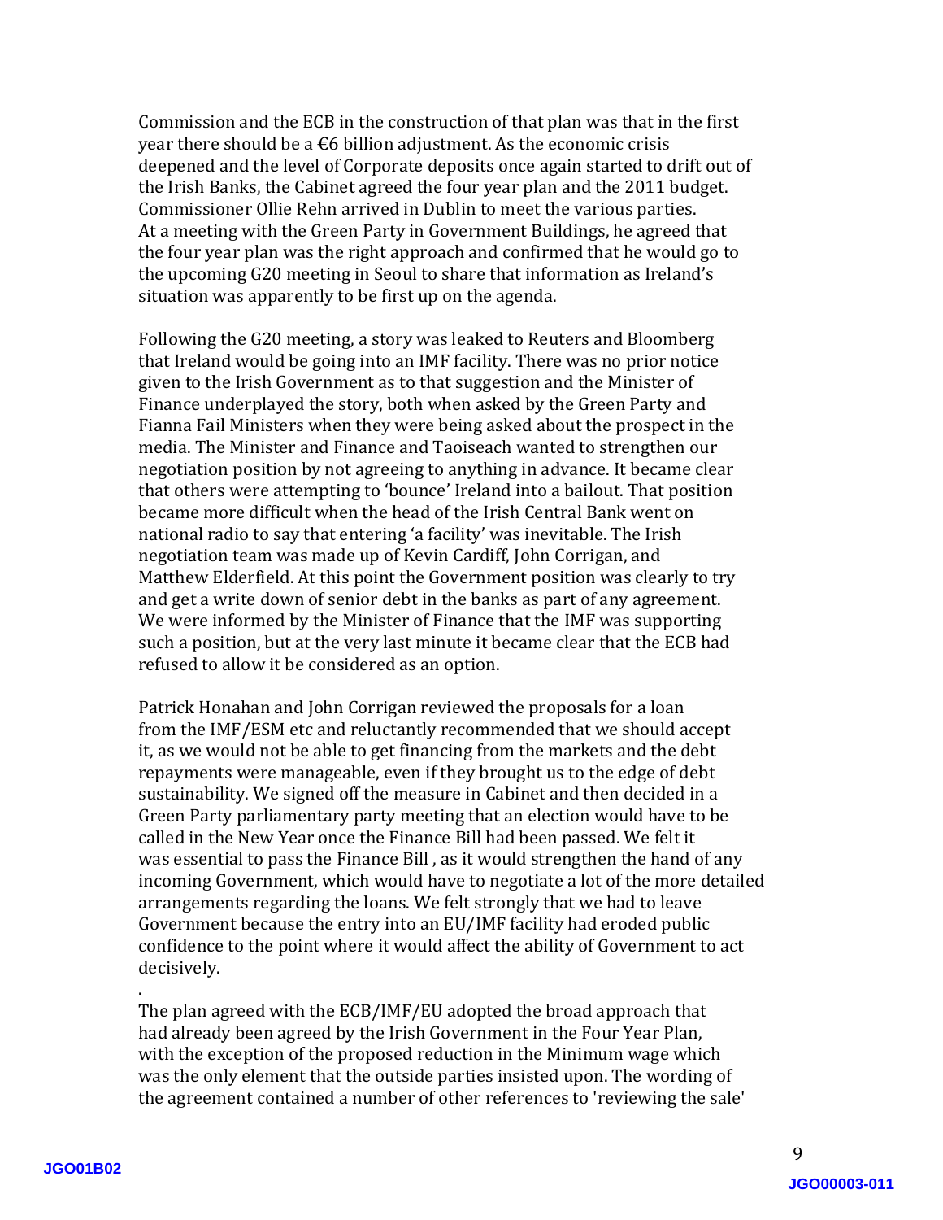Commission and the ECB in the construction of that plan was that in the first year there should be a €6 billion adjustment. As the economic crisis deepened and the level of Corporate deposits once again started to drift out of the Irish Banks, the Cabinet agreed the four year plan and the 2011 budget. Commissioner Ollie Rehn arrived in Dublin to meet the various parties. At a meeting with the Green Party in Government Buildings, he agreed that the four year plan was the right approach and confirmed that he would go to the upcoming G20 meeting in Seoul to share that information as Ireland's situation was apparently to be first up on the agenda.

Following the G20 meeting, a story was leaked to Reuters and Bloomberg that Ireland would be going into an IMF facility. There was no prior notice given to the Irish Government as to that suggestion and the Minister of Finance underplayed the story, both when asked by the Green Party and Fianna Fail Ministers when they were being asked about the prospect in the media. The Minister and Finance and Taoiseach wanted to strengthen our negotiation position by not agreeing to anything in advance. It became clear that others were attempting to 'bounce' Ireland into a bailout. That position became more difficult when the head of the Irish Central Bank went on national radio to say that entering 'a facility' was inevitable. The Irish negotiation team was made up of Kevin Cardiff, John Corrigan, and Matthew Elderfield. At this point the Government position was clearly to try and get a write down of senior debt in the banks as part of any agreement. We were informed by the Minister of Finance that the IMF was supporting such a position, but at the very last minute it became clear that the ECB had refused to allow it be considered as an option.

Patrick Honahan and John Corrigan reviewed the proposals for a loan from the IMF/ESM etc and reluctantly recommended that we should accept it, as we would not be able to get financing from the markets and the debt repayments were manageable, even if they brought us to the edge of debt sustainability. We signed off the measure in Cabinet and then decided in a Green Party parliamentary party meeting that an election would have to be called in the New Year once the Finance Bill had been passed. We felt it was essential to pass the Finance Bill , as it would strengthen the hand of any incoming Government, which would have to negotiate a lot of the more detailed arrangements regarding the loans. We felt strongly that we had to leave Government because the entry into an EU/IMF facility had eroded public confidence to the point where it would affect the ability of Government to act decisively.

.

The plan agreed with the ECB/IMF/EU adopted the broad approach that had already been agreed by the Irish Government in the Four Year Plan, with the exception of the proposed reduction in the Minimum wage which was the only element that the outside parties insisted upon. The wording of the agreement contained a number of other references to 'reviewing the sale'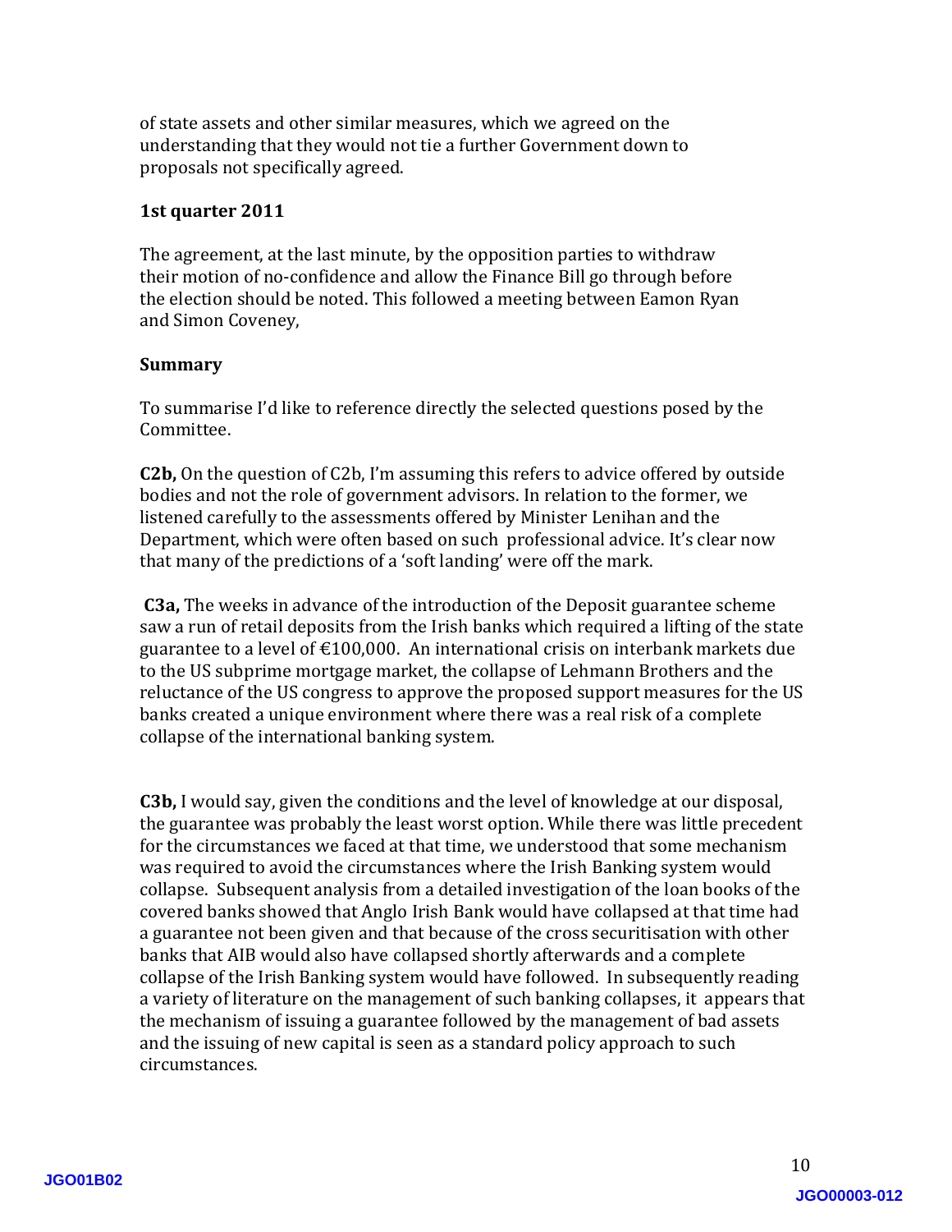of state assets and other similar measures, which we agreed on the understanding that they would not tie a further Government down to proposals not specifically agreed.

**1st quarter 2011**

The agreement, at the last minute, by the opposition parties to withdraw their motion of no-confidence and allow the Finance Bill go through before the election should be noted. This followed a meeting between Eamon Ryan and Simon Coveney,

**Summary**

To summarise I'd like to reference directly the selected questions posed by the Committee.

**C2b,** On the question of C2b, I'm assuming this refers to advice offered by outside bodies and not the role of government advisors. In relation to the former, we listened carefully to the assessments offered by Minister Lenihan and the Department, which were often based on such professional advice. It's clear now that many of the predictions of a 'soft landing' were off the mark.

**C3a,** The weeks in advance of the introduction of the Deposit guarantee scheme saw a run of retail deposits from the Irish banks which required a lifting of the state guarantee to a level of €100,000. An international crisis on interbank markets due to the US subprime mortgage market, the collapse of Lehmann Brothers and the reluctance of the US congress to approve the proposed support measures for the US banks created a unique environment where there was a real risk of a complete collapse of the international banking system.

**C3b,** I would say, given the conditions and the level of knowledge at our disposal, the guarantee was probably the least worst option. While there was little precedent for the circumstances we faced at that time, we understood that some mechanism was required to avoid the circumstances where the Irish Banking system would collapse. Subsequent analysis from a detailed investigation of the loan books of the covered banks showed that Anglo Irish Bank would have collapsed at that time had a guarantee not been given and that because of the cross securitisation with other banks that AIB would also have collapsed shortly afterwards and a complete collapse of the Irish Banking system would have followed. In subsequently reading a variety of literature on the management of such banking collapses, it appears that the mechanism of issuing a guarantee followed by the management of bad assets and the issuing of new capital is seen as a standard policy approach to such circumstances.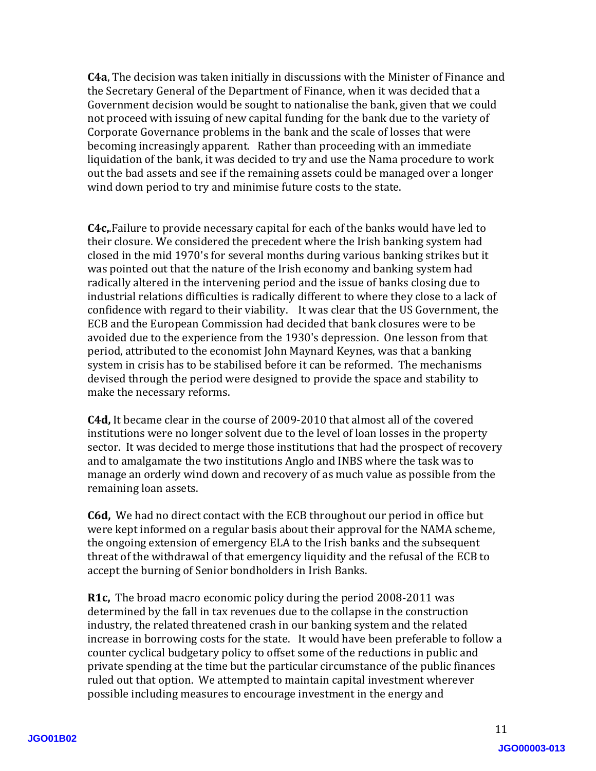**C4a**, The decision was taken initially in discussions with the Minister of Finance and the Secretary General of the Department of Finance, when it was decided that a Government decision would be sought to nationalise the bank, given that we could not proceed with issuing of new capital funding for the bank due to the variety of Corporate Governance problems in the bank and the scale of losses that were becoming increasingly apparent. Rather than proceeding with an immediate liquidation of the bank, it was decided to try and use the Nama procedure to work out the bad assets and see if the remaining assets could be managed over a longer wind down period to try and minimise future costs to the state.

**C4c,**.Failure to provide necessary capital for each of the banks would have led to their closure. We considered the precedent where the Irish banking system had closed in the mid 1970's for several months during various banking strikes but it was pointed out that the nature of the Irish economy and banking system had radically altered in the intervening period and the issue of banks closing due to industrial relations difficulties is radically different to where they close to a lack of confidence with regard to their viability. It was clear that the US Government, the ECB and the European Commission had decided that bank closures were to be avoided due to the experience from the 1930's depression. One lesson from that period, attributed to the economist John Maynard Keynes, was that a banking system in crisis has to be stabilised before it can be reformed. The mechanisms devised through the period were designed to provide the space and stability to make the necessary reforms.

**C4d,** It became clear in the course of 2009-2010 that almost all of the covered institutions were no longer solvent due to the level of loan losses in the property sector. It was decided to merge those institutions that had the prospect of recovery and to amalgamate the two institutions Anglo and INBS where the task was to manage an orderly wind down and recovery of as much value as possible from the remaining loan assets.

**C6d,** We had no direct contact with the ECB throughout our period in office but were kept informed on a regular basis about their approval for the NAMA scheme, the ongoing extension of emergency ELA to the Irish banks and the subsequent threat of the withdrawal of that emergency liquidity and the refusal of the ECB to accept the burning of Senior bondholders in Irish Banks.

**R1c,** The broad macro economic policy during the period 2008-2011 was determined by the fall in tax revenues due to the collapse in the construction industry, the related threatened crash in our banking system and the related increase in borrowing costs for the state. It would have been preferable to follow a counter cyclical budgetary policy to offset some of the reductions in public and private spending at the time but the particular circumstance of the public finances ruled out that option. We attempted to maintain capital investment wherever possible including measures to encourage investment in the energy and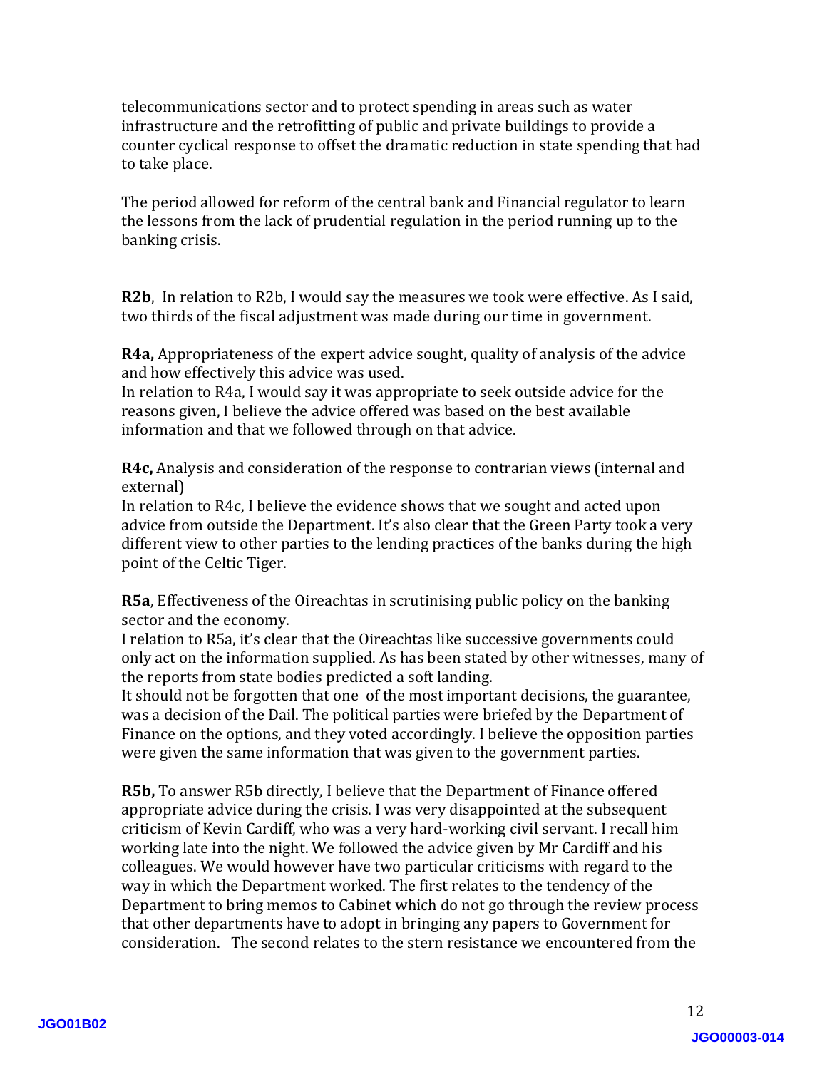telecommunications sector and to protect spending in areas such as water infrastructure and the retrofitting of public and private buildings to provide a counter cyclical response to offset the dramatic reduction in state spending that had to take place.

The period allowed for reform of the central bank and Financial regulator to learn the lessons from the lack of prudential regulation in the period running up to the banking crisis.

**R2b**, In relation to R2b, I would say the measures we took were effective. As I said, two thirds of the fiscal adjustment was made during our time in government.

**R4a,** Appropriateness of the expert advice sought, quality of analysis of the advice and how effectively this advice was used.
In relation to R4a, I would say it was appropriate to seek outside advice for the reasons given, I believe the advice offered was based on the best available information and that we followed through on that advice.

**R4c,** Analysis and consideration of the response to contrarian views (internal and external)
In relation to R4c, I believe the evidence shows that we sought and acted upon advice from outside the Department. It's also clear that the Green Party took a very different view to other parties to the lending practices of the banks during the high point of the Celtic Tiger.

**R5a**, Effectiveness of the Oireachtas in scrutinising public policy on the banking sector and the economy.
I relation to R5a, it's clear that the Oireachtas like successive governments could only act on the information supplied. As has been stated by other witnesses, many of the reports from state bodies predicted a soft landing.
It should not be forgotten that one of the most important decisions, the guarantee, was a decision of the Dail. The political parties were briefed by the Department of Finance on the options, and they voted accordingly. I believe the opposition parties were given the same information that was given to the government parties.

**R5b,** To answer R5b directly, I believe that the Department of Finance offered appropriate advice during the crisis. I was very disappointed at the subsequent criticism of Kevin Cardiff, who was a very hard-working civil servant. I recall him working late into the night. We followed the advice given by Mr Cardiff and his colleagues. We would however have two particular criticisms with regard to the way in which the Department worked. The first relates to the tendency of the Department to bring memos to Cabinet which do not go through the review process that other departments have to adopt in bringing any papers to Government for consideration. The second relates to the stern resistance we encountered from the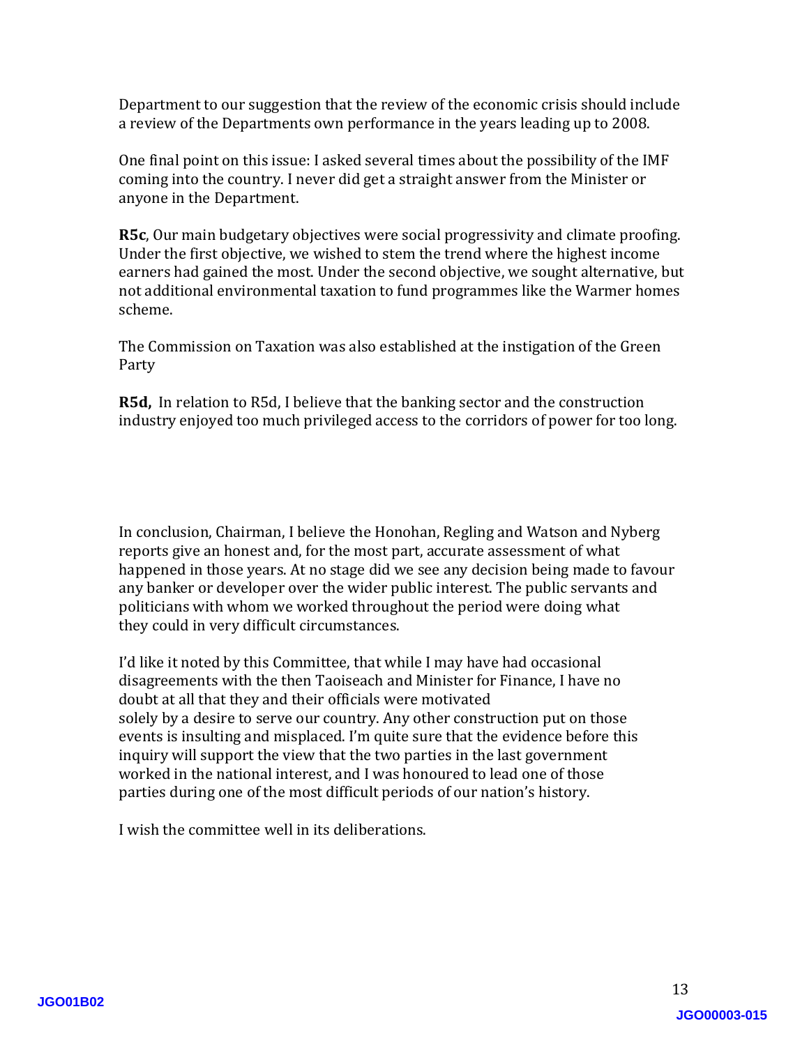Department to our suggestion that the review of the economic crisis should include a review of the Departments own performance in the years leading up to 2008.

One final point on this issue: I asked several times about the possibility of the IMF coming into the country. I never did get a straight answer from the Minister or anyone in the Department.

**R5c**, Our main budgetary objectives were social progressivity and climate proofing. Under the first objective, we wished to stem the trend where the highest income earners had gained the most. Under the second objective, we sought alternative, but not additional environmental taxation to fund programmes like the Warmer homes scheme.

The Commission on Taxation was also established at the instigation of the Green Party

**R5d,** In relation to R5d, I believe that the banking sector and the construction industry enjoyed too much privileged access to the corridors of power for too long.

In conclusion, Chairman, I believe the Honohan, Regling and Watson and Nyberg reports give an honest and, for the most part, accurate assessment of what happened in those years. At no stage did we see any decision being made to favour any banker or developer over the wider public interest. The public servants and politicians with whom we worked throughout the period were doing what they could in very difficult circumstances.

I'd like it noted by this Committee, that while I may have had occasional disagreements with the then Taoiseach and Minister for Finance, I have no doubt at all that they and their officials were motivated solely by a desire to serve our country. Any other construction put on those events is insulting and misplaced. I'm quite sure that the evidence before this inquiry will support the view that the two parties in the last government worked in the national interest, and I was honoured to lead one of those parties during one of the most difficult periods of our nation's history.

I wish the committee well in its deliberations.